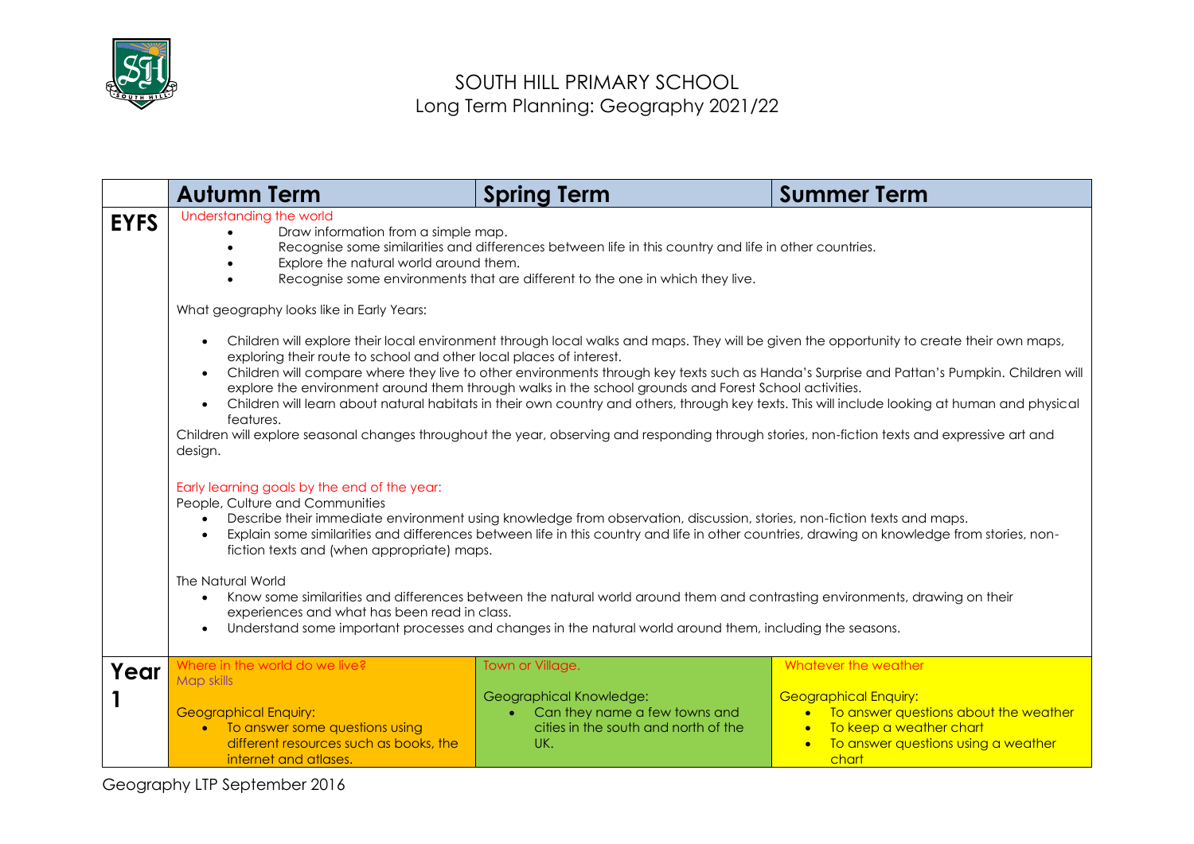# SOUTH HILL PRIMARY SCHOOL
## Long Term Planning: Geography 2021/22

| | Autumn Term | Spring Term | Summer Term |
|---|---|---|---|
| **EYFS** | Understanding the world<br>• Draw information from a simple map.<br>• Recognise some similarities and differences between life in this country and life in other countries.<br>• Explore the natural world around them.<br>• Recognise some environments that are different to the one in which they live.<br><br>What geography looks like in Early Years:<br>• Children will explore their local environment through local walks and maps. They will be given the opportunity to create their own maps, exploring their route to school and other local places of interest.<br>• Children will compare where they live to other environments through key texts such as Handa's Surprise and Pattan's Pumpkin. Children will explore the environment around them through walks in the school grounds and Forest School activities.<br>• Children will learn about natural habitats in their own country and others, through key texts. This will include looking at human and physical features.<br>Children will explore seasonal changes throughout the year, observing and responding through stories, non-fiction texts and expressive art and design.<br><br>Early learning goals by the end of the year:<br>People, Culture and Communities<br>• Describe their immediate environment using knowledge from observation, discussion, stories, non-fiction texts and maps.<br>• Explain some similarities and differences between life in this country and life in other countries, drawing on knowledge from stories, non-fiction texts and (when appropriate) maps.<br><br>The Natural World<br>• Know some similarities and differences between the natural world around them and contrasting environments, drawing on their experiences and what has been read in class.<br>• Understand some important processes and changes in the natural world around them, including the seasons. | | |
| **Year 1** | Where in the world do we live?<br>Map skills<br><br>Geographical Enquiry:<br>• To answer some questions using different resources such as books, the internet and atlases. | Town or Village.<br><br>Geographical Knowledge:<br>• Can they name a few towns and cities in the south and north of the UK. | Whatever the weather<br><br>Geographical Enquiry:<br>• To answer questions about the weather<br>• To keep a weather chart<br>• To answer questions using a weather chart |

Geography LTP September 2016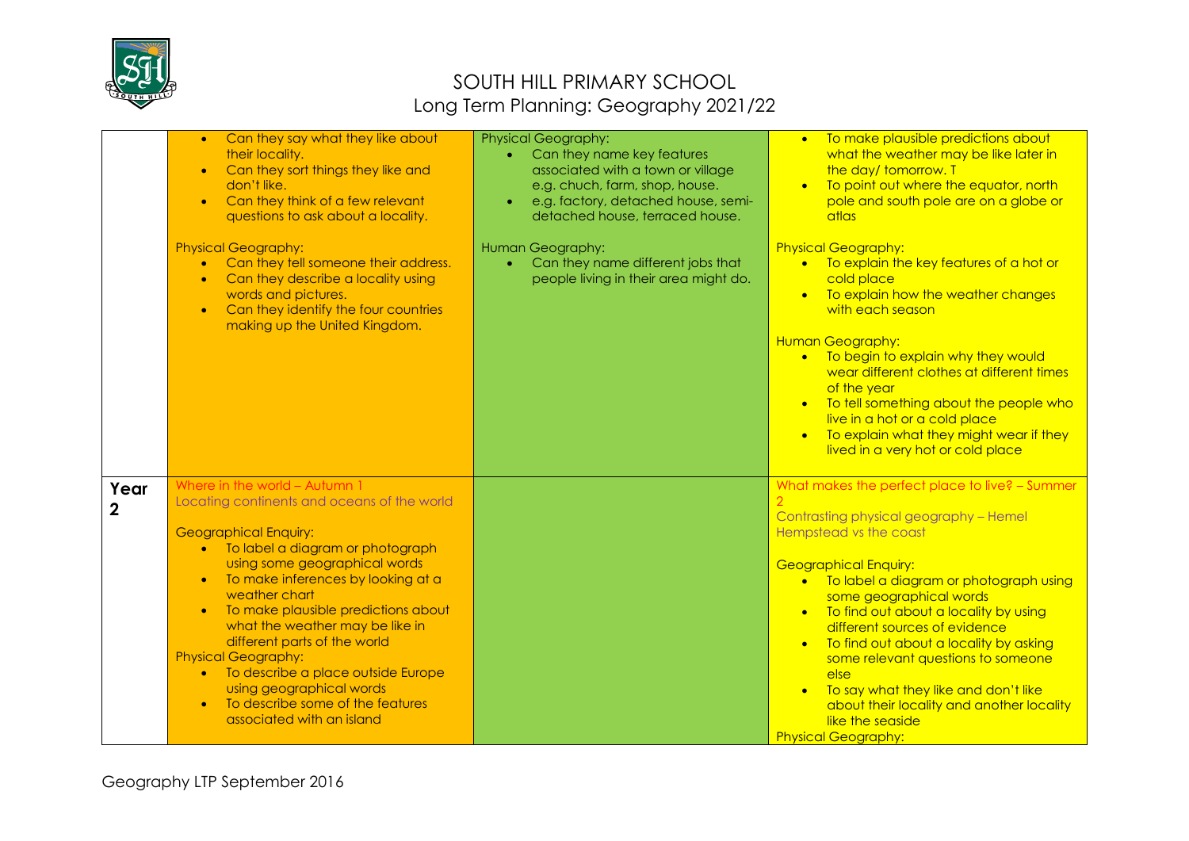# SOUTH HILL PRIMARY SCHOOL
## Long Term Planning: Geography 2021/22

| | | | |
|---|---|---|---|
| | • Can they say what they like about their locality.<br>• Can they sort things they like and don't like.<br>• Can they think of a few relevant questions to ask about a locality.<br><br>Physical Geography:<br>• Can they tell someone their address.<br>• Can they describe a locality using words and pictures.<br>• Can they identify the four countries making up the United Kingdom. | Physical Geography:<br>• Can they name key features associated with a town or village e.g. chuch, farm, shop, house.<br>• e.g. factory, detached house, semi-detached house, terraced house.<br><br>Human Geography:<br>• Can they name different jobs that people living in their area might do. | • To make plausible predictions about what the weather may be like later in the day/ tomorrow. T<br>• To point out where the equator, north pole and south pole are on a globe or atlas<br><br>Physical Geography:<br>• To explain the key features of a hot or cold place<br>• To explain how the weather changes with each season<br><br>Human Geography:<br>• To begin to explain why they would wear different clothes at different times of the year<br>• To tell something about the people who live in a hot or a cold place<br>• To explain what they might wear if they lived in a very hot or cold place |
| **Year 2** | Where in the world – Autumn 1<br>Locating continents and oceans of the world<br><br>Geographical Enquiry:<br>• To label a diagram or photograph using some geographical words<br>• To make inferences by looking at a weather chart<br>• To make plausible predictions about what the weather may be like in different parts of the world<br>Physical Geography:<br>• To describe a place outside Europe using geographical words<br>• To describe some of the features associated with an island | | What makes the perfect place to live? – Summer 2<br>Contrasting physical geography – Hemel Hempstead vs the coast<br><br>Geographical Enquiry:<br>• To label a diagram or photograph using some geographical words<br>• To find out about a locality by using different sources of evidence<br>• To find out about a locality by asking some relevant questions to someone else<br>• To say what they like and don't like about their locality and another locality like the seaside<br>Physical Geography: |

Geography LTP September 2016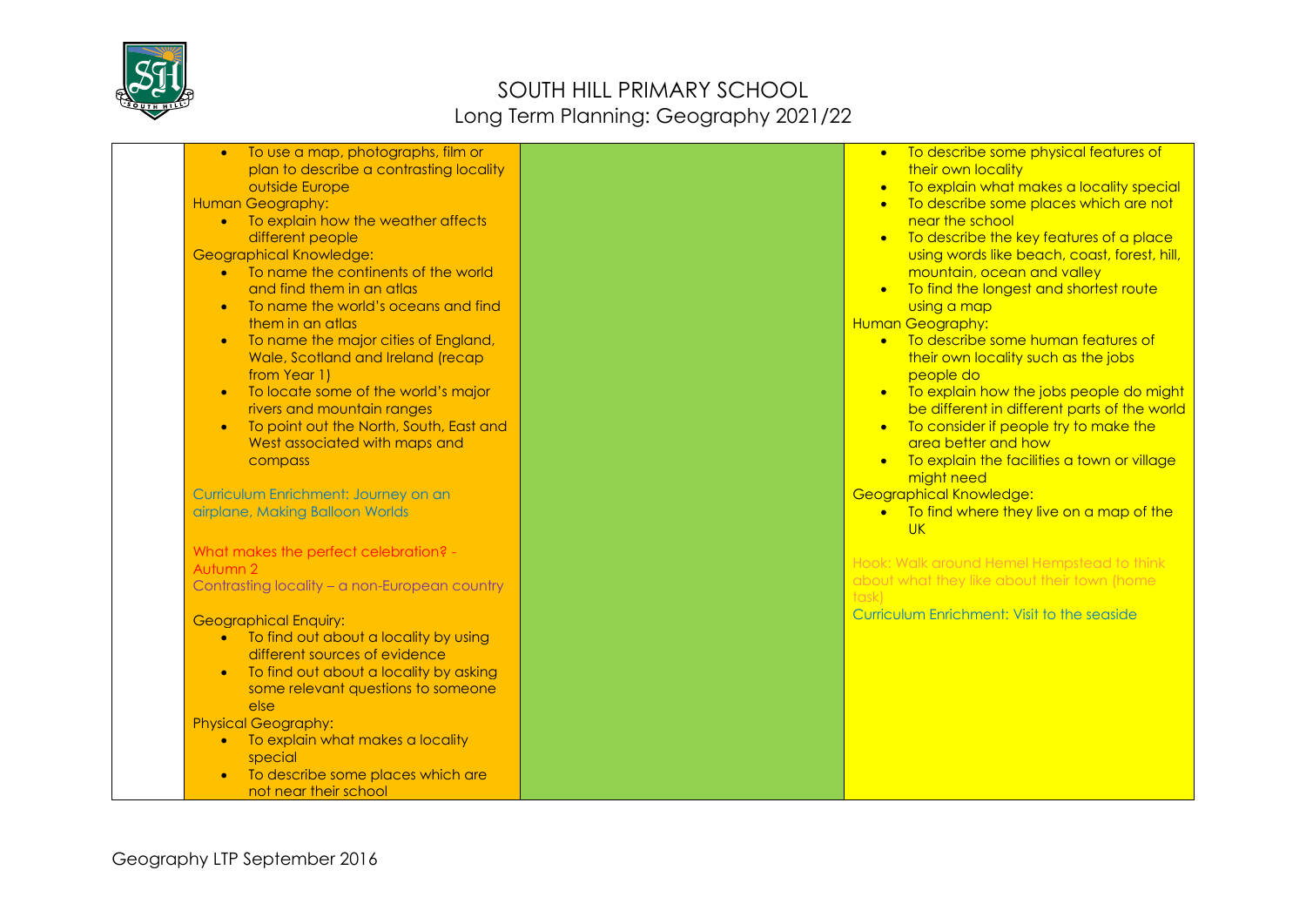# SOUTH HILL PRIMARY SCHOOL
## Long Term Planning: Geography 2021/22

| | | | |
|---|---|---|---|
| | • To use a map, photographs, film or plan to describe a contrasting locality outside Europe<br>Human Geography:<br>• To explain how the weather affects different people<br>Geographical Knowledge:<br>• To name the continents of the world and find them in an atlas<br>• To name the world's oceans and find them in an atlas<br>• To name the major cities of England, Wale, Scotland and Ireland (recap from Year 1)<br>• To locate some of the world's major rivers and mountain ranges<br>• To point out the North, South, East and West associated with maps and compass<br><br>Curriculum Enrichment: Journey on an airplane, Making Balloon Worlds<br><br>What makes the perfect celebration? - Autumn 2<br>Contrasting locality – a non-European country<br><br>Geographical Enquiry:<br>• To find out about a locality by using different sources of evidence<br>• To find out about a locality by asking some relevant questions to someone else<br>Physical Geography:<br>• To explain what makes a locality special<br>• To describe some places which are not near their school | | • To describe some physical features of their own locality<br>• To explain what makes a locality special<br>• To describe some places which are not near the school<br>• To describe the key features of a place using words like beach, coast, forest, hill, mountain, ocean and valley<br>• To find the longest and shortest route using a map<br>Human Geography:<br>• To describe some human features of their own locality such as the jobs people do<br>• To explain how the jobs people do might be different in different parts of the world<br>• To consider if people try to make the area better and how<br>• To explain the facilities a town or village might need<br>Geographical Knowledge:<br>• To find where they live on a map of the UK<br><br>Hook: Walk around Hemel Hempstead to think about what they like about their town (home task)<br>Curriculum Enrichment: Visit to the seaside |

Geography LTP September 2016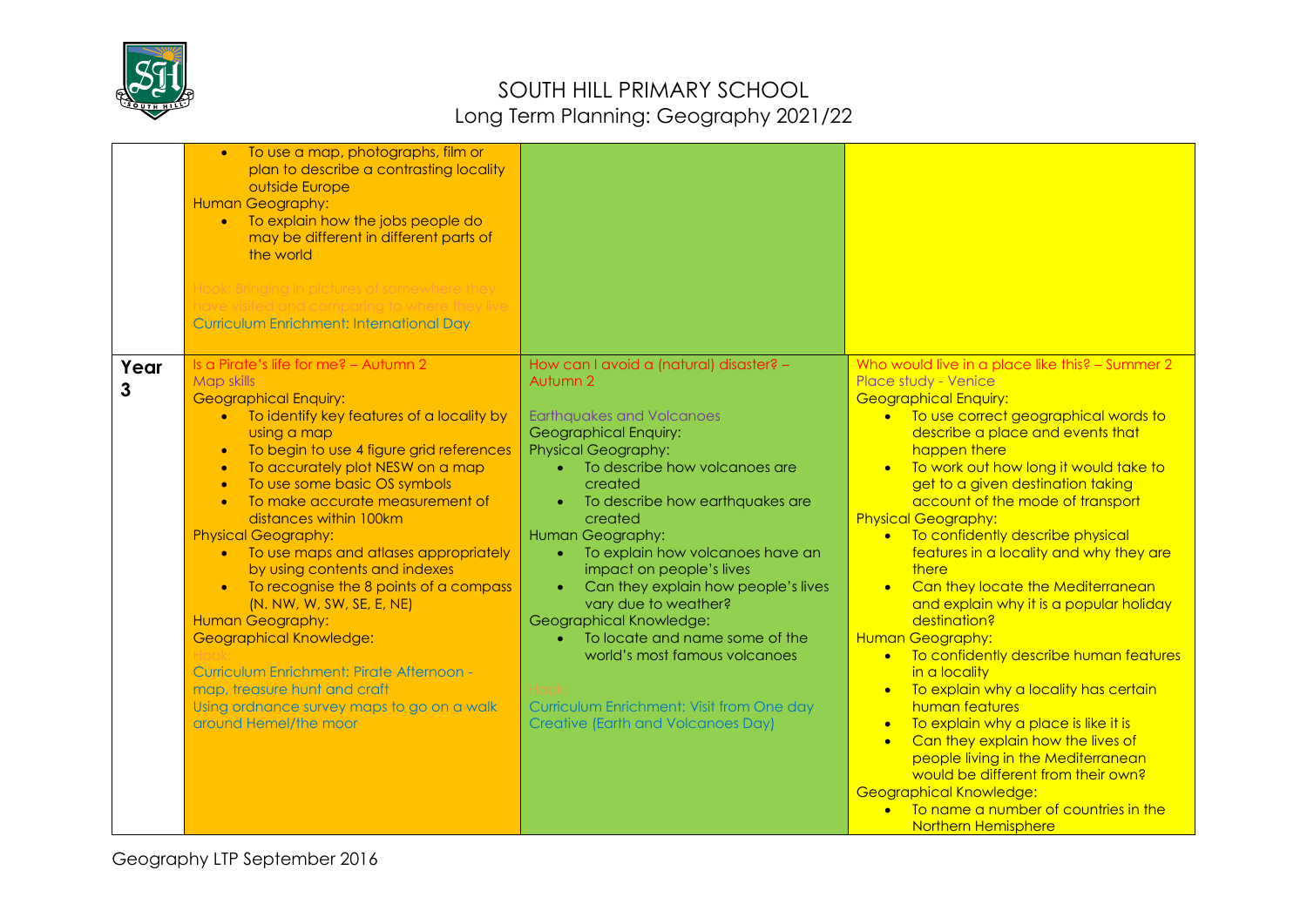# SOUTH HILL PRIMARY SCHOOL
## Long Term Planning: Geography 2021/22

| | | | |
|---|---|---|---|
| | • To use a map, photographs, film or plan to describe a contrasting locality outside Europe<br>Human Geography:<br>• To explain how the jobs people do may be different in different parts of the world<br><br>Hook: Bringing in pictures of somewhere they have visited and comparing to where they live<br>Curriculum Enrichment: International Day | | |
| **Year 3** | Is a Pirate's life for me? – Autumn 2<br>Map skills<br>Geographical Enquiry:<br>• To identify key features of a locality by using a map<br>• To begin to use 4 figure grid references<br>• To accurately plot NESW on a map<br>• To use some basic OS symbols<br>• To make accurate measurement of distances within 100km<br>Physical Geography:<br>• To use maps and atlases appropriately by using contents and indexes<br>• To recognise the 8 points of a compass (N. NW, W, SW, SE, E, NE)<br>Human Geography:<br>Geographical Knowledge:<br>Hook:<br>Curriculum Enrichment: Pirate Afternoon - map, treasure hunt and craft<br>Using ordnance survey maps to go on a walk around Hemel/the moor | How can I avoid a (natural) disaster? – Autumn 2<br><br>Earthquakes and Volcanoes<br>Geographical Enquiry:<br>Physical Geography:<br>• To describe how volcanoes are created<br>• To describe how earthquakes are created<br>Human Geography:<br>• To explain how volcanoes have an impact on people's lives<br>• Can they explain how people's lives vary due to weather?<br>Geographical Knowledge:<br>• To locate and name some of the world's most famous volcanoes<br><br>Hook:<br>Curriculum Enrichment: Visit from One day Creative (Earth and Volcanoes Day) | Who would live in a place like this? – Summer 2<br>Place study - Venice<br>Geographical Enquiry:<br>• To use correct geographical words to describe a place and events that happen there<br>• To work out how long it would take to get to a given destination taking account of the mode of transport<br>Physical Geography:<br>• To confidently describe physical features in a locality and why they are there<br>• Can they locate the Mediterranean and explain why it is a popular holiday destination?<br>Human Geography:<br>• To confidently describe human features in a locality<br>• To explain why a locality has certain human features<br>• To explain why a place is like it is<br>• Can they explain how the lives of people living in the Mediterranean would be different from their own?<br>Geographical Knowledge:<br>• To name a number of countries in the Northern Hemisphere |

Geography LTP September 2016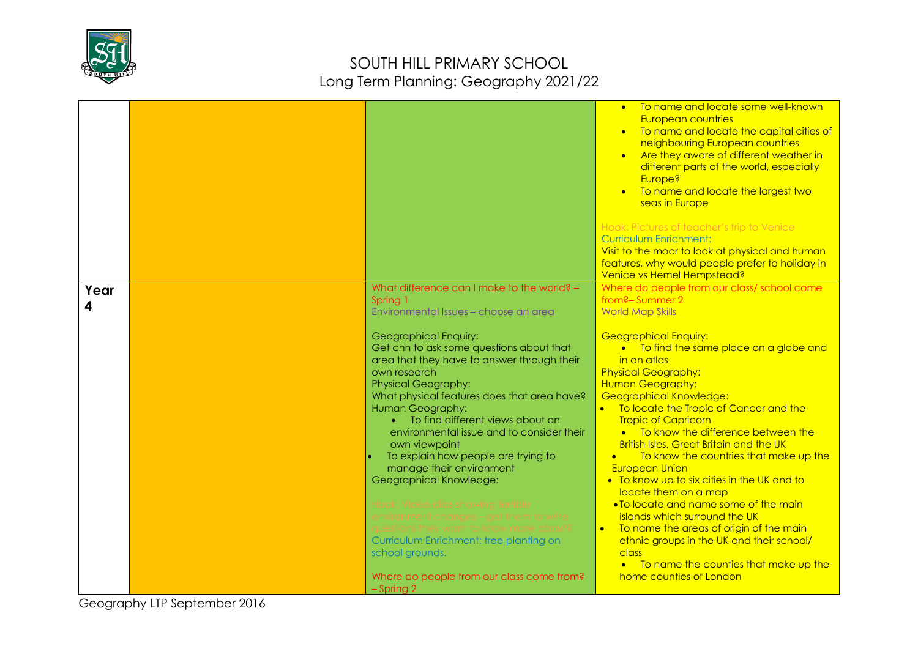# SOUTH HILL PRIMARY SCHOOL
Long Term Planning: Geography 2021/22

| | | | |
|---|---|---|---|
| | | | • To name and locate some well-known European countries<br>• To name and locate the capital cities of neighbouring European countries<br>• Are they aware of different weather in different parts of the world, especially Europe?<br>• To name and locate the largest two seas in Europe<br><br>Hook: Pictures of teacher's trip to Venice<br>Curriculum Enrichment:<br>Visit to the moor to look at physical and human features, why would people prefer to holiday in Venice vs Hemel Hempstead? |
| **Year 4** | | What difference can I make to the world? – Spring 1<br>Environmental Issues – choose an area<br><br>Geographical Enquiry:<br>Get chn to ask some questions about that area that they have to answer through their own research<br>Physical Geography:<br>What physical features does that area have?<br>Human Geography:<br>• To find different views about an environmental issue and to consider their own viewpoint<br>• To explain how people are trying to manage their environment<br>Geographical Knowledge:<br><br>Hook: Video clips showing terrible environmental changes – get them to write questions they want to know more about?<br>Curriculum Enrichment: tree planting on school grounds.<br><br>Where do people from our class come from? – Spring 2 | Where do people from our class/ school come from?– Summer 2<br>World Map Skills<br><br>Geographical Enquiry:<br>• To find the same place on a globe and in an atlas<br>Physical Geography:<br>Human Geography:<br>Geographical Knowledge:<br>• To locate the Tropic of Cancer and the Tropic of Capricorn<br>• To know the difference between the British Isles, Great Britain and the UK<br>• To know the countries that make up the European Union<br>• To know up to six cities in the UK and to locate them on a map<br>• To locate and name some of the main islands which surround the UK<br>• To name the areas of origin of the main ethnic groups in the UK and their school/ class<br>• To name the counties that make up the home counties of London |

Geography LTP September 2016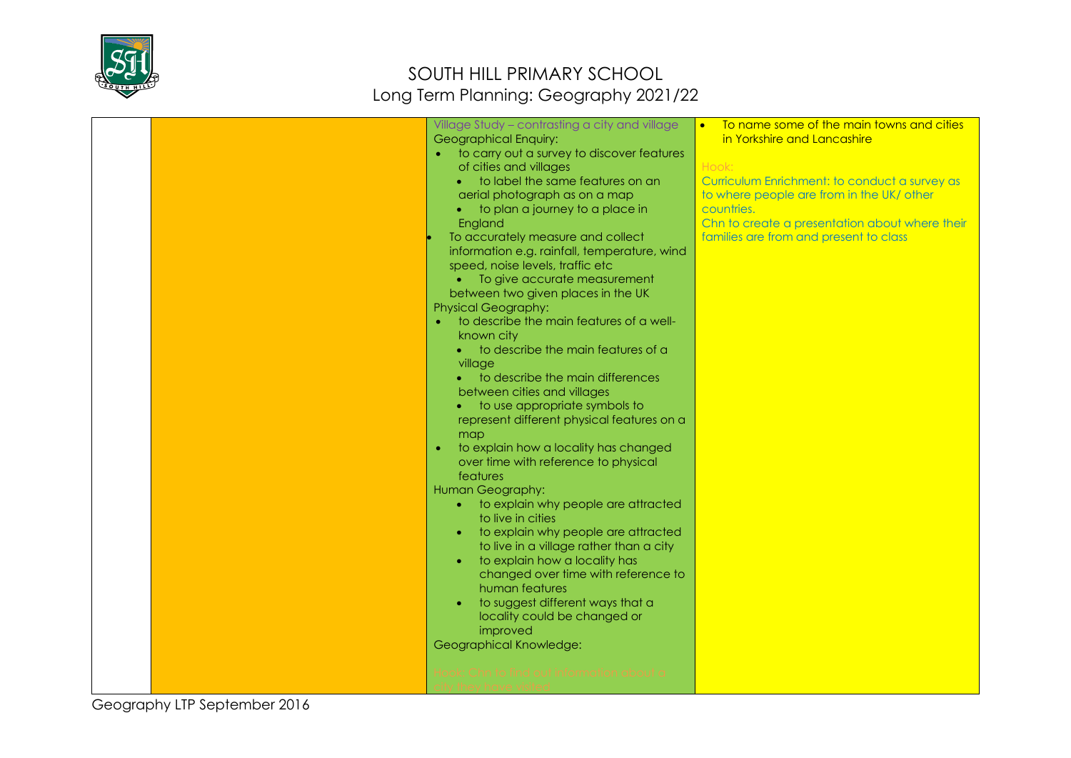# SOUTH HILL PRIMARY SCHOOL
## Long Term Planning: Geography 2021/22

| | | | |
|---|---|---|---|
| | | Village Study – contrasting a city and village<br>Geographical Enquiry:<br>• to carry out a survey to discover features of cities and villages<br>• to label the same features on an aerial photograph as on a map<br>• to plan a journey to a place in England<br>• To accurately measure and collect information e.g. rainfall, temperature, wind speed, noise levels, traffic etc<br>• To give accurate measurement between two given places in the UK<br>Physical Geography:<br>• to describe the main features of a well-known city<br>• to describe the main features of a village<br>• to describe the main differences between cities and villages<br>• to use appropriate symbols to represent different physical features on a map<br>• to explain how a locality has changed over time with reference to physical features<br>Human Geography:<br>• to explain why people are attracted to live in cities<br>• to explain why people are attracted to live in a village rather than a city<br>• to explain how a locality has changed over time with reference to human features<br>• to suggest different ways that a locality could be changed or improved<br>Geographical Knowledge:<br><br>Hook: Chn to find out information about a city they have visited | • To name some of the main towns and cities in Yorkshire and Lancashire<br><br>Hook:<br>Curriculum Enrichment: to conduct a survey as to where people are from in the UK/ other countries.<br>Chn to create a presentation about where their families are from and present to class |

Geography LTP September 2016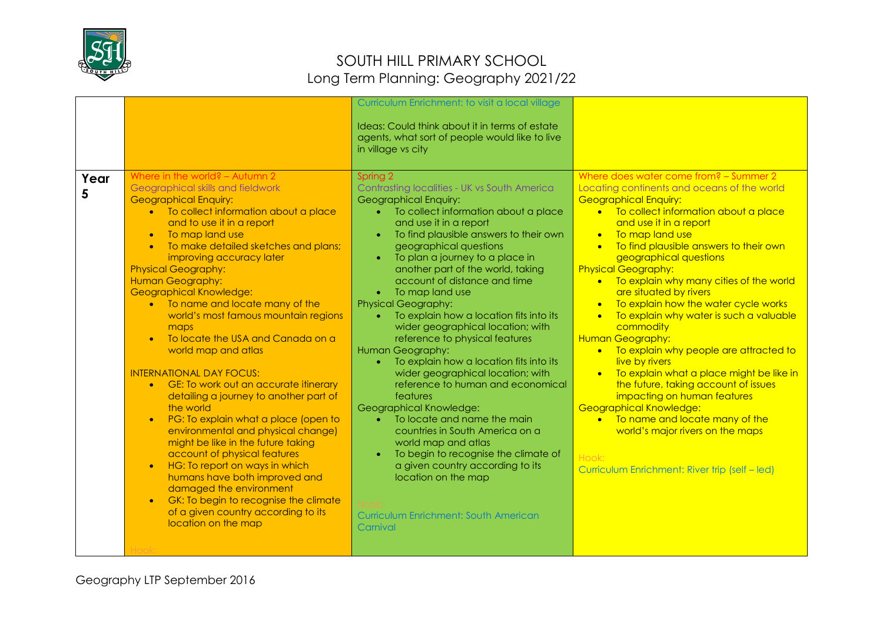# SOUTH HILL PRIMARY SCHOOL
## Long Term Planning: Geography 2021/22

| | | | |
|---|---|---|---|
| | | Curriculum Enrichment: to visit a local village<br><br>Ideas: Could think about it in terms of estate agents, what sort of people would like to live in village vs city | |
| **Year 5** | Where in the world? – Autumn 2<br>Geographical skills and fieldwork<br>Geographical Enquiry:<br>• To collect information about a place and to use it in a report<br>• To map land use<br>• To make detailed sketches and plans; improving accuracy later<br>Physical Geography:<br>Human Geography:<br>Geographical Knowledge:<br>• To name and locate many of the world's most famous mountain regions maps<br>• To locate the USA and Canada on a world map and atlas<br><br>INTERNATIONAL DAY FOCUS:<br>• GE: To work out an accurate itinerary detailing a journey to another part of the world<br>• PG: To explain what a place (open to environmental and physical change) might be like in the future taking account of physical features<br>• HG: To report on ways in which humans have both improved and damaged the environment<br>• GK: To begin to recognise the climate of a given country according to its location on the map<br><br>Hook: | Spring 2<br>Contrasting localities - UK vs South America<br>Geographical Enquiry:<br>• To collect information about a place and use it in a report<br>• To find plausible answers to their own geographical questions<br>• To plan a journey to a place in another part of the world, taking account of distance and time<br>• To map land use<br>Physical Geography:<br>• To explain how a location fits into its wider geographical location; with reference to physical features<br>Human Geography:<br>• To explain how a location fits into its wider geographical location; with reference to human and economical features<br>Geographical Knowledge:<br>• To locate and name the main countries in South America on a world map and atlas<br>• To begin to recognise the climate of a given country according to its location on the map<br><br>Hook:<br>Curriculum Enrichment: South American Carnival | Where does water come from? – Summer 2<br>Locating continents and oceans of the world<br>Geographical Enquiry:<br>• To collect information about a place and use it in a report<br>• To map land use<br>• To find plausible answers to their own geographical questions<br>Physical Geography:<br>• To explain why many cities of the world are situated by rivers<br>• To explain how the water cycle works<br>• To explain why water is such a valuable commodity<br>Human Geography:<br>• To explain why people are attracted to live by rivers<br>• To explain what a place might be like in the future, taking account of issues impacting on human features<br>Geographical Knowledge:<br>• To name and locate many of the world's major rivers on the maps<br><br>Hook:<br>Curriculum Enrichment: River trip (self – led) |

Geography LTP September 2016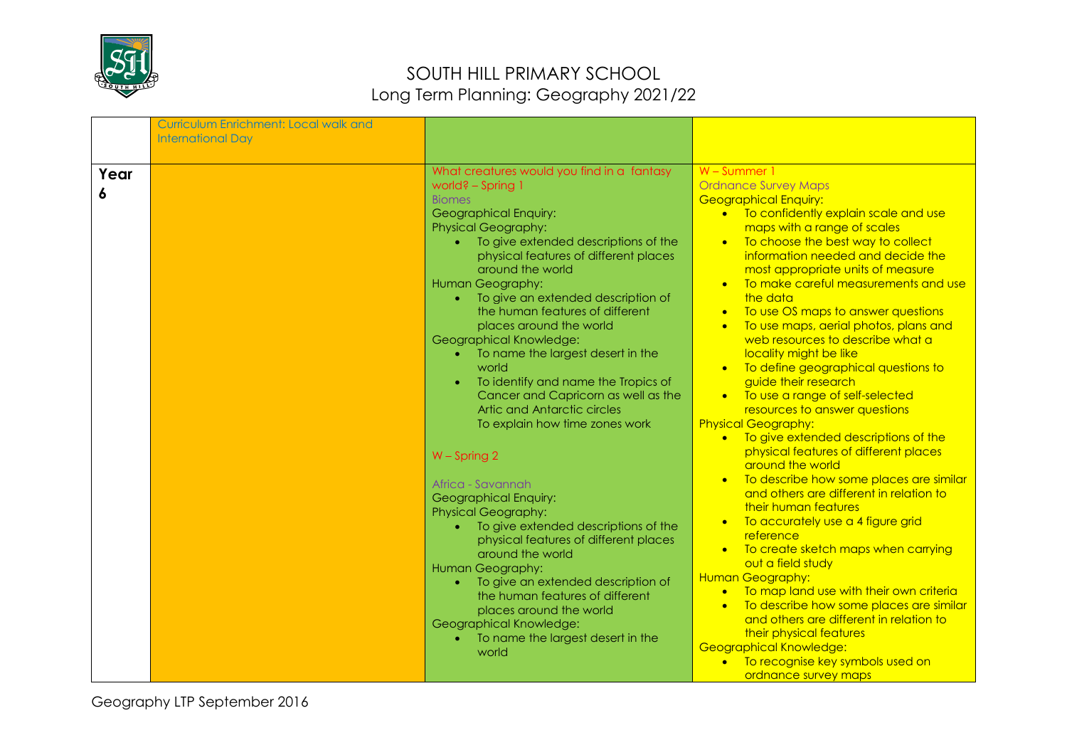# SOUTH HILL PRIMARY SCHOOL

## Long Term Planning: Geography 2021/22

| | | | |
|---|---|---|---|
| | Curriculum Enrichment: Local walk and International Day | | |
| **Year 6** | | What creatures would you find in a fantasy world? – Spring 1<br>Biomes<br>Geographical Enquiry:<br>Physical Geography:<br>• To give extended descriptions of the physical features of different places around the world<br>Human Geography:<br>• To give an extended description of the human features of different places around the world<br>Geographical Knowledge:<br>• To name the largest desert in the world<br>• To identify and name the Tropics of Cancer and Capricorn as well as the Artic and Antarctic circles<br>To explain how time zones work<br><br>W – Spring 2<br><br>Africa - Savannah<br>Geographical Enquiry:<br>Physical Geography:<br>• To give extended descriptions of the physical features of different places around the world<br>Human Geography:<br>• To give an extended description of the human features of different places around the world<br>Geographical Knowledge:<br>• To name the largest desert in the world | W – Summer 1<br>Ordnance Survey Maps<br>Geographical Enquiry:<br>• To confidently explain scale and use maps with a range of scales<br>• To choose the best way to collect information needed and decide the most appropriate units of measure<br>• To make careful measurements and use the data<br>• To use OS maps to answer questions<br>• To use maps, aerial photos, plans and web resources to describe what a locality might be like<br>• To define geographical questions to guide their research<br>• To use a range of self-selected resources to answer questions<br>Physical Geography:<br>• To give extended descriptions of the physical features of different places around the world<br>• To describe how some places are similar and others are different in relation to their human features<br>• To accurately use a 4 figure grid reference<br>• To create sketch maps when carrying out a field study<br>Human Geography:<br>• To map land use with their own criteria<br>• To describe how some places are similar and others are different in relation to their physical features<br>Geographical Knowledge:<br>• To recognise key symbols used on ordnance survey maps |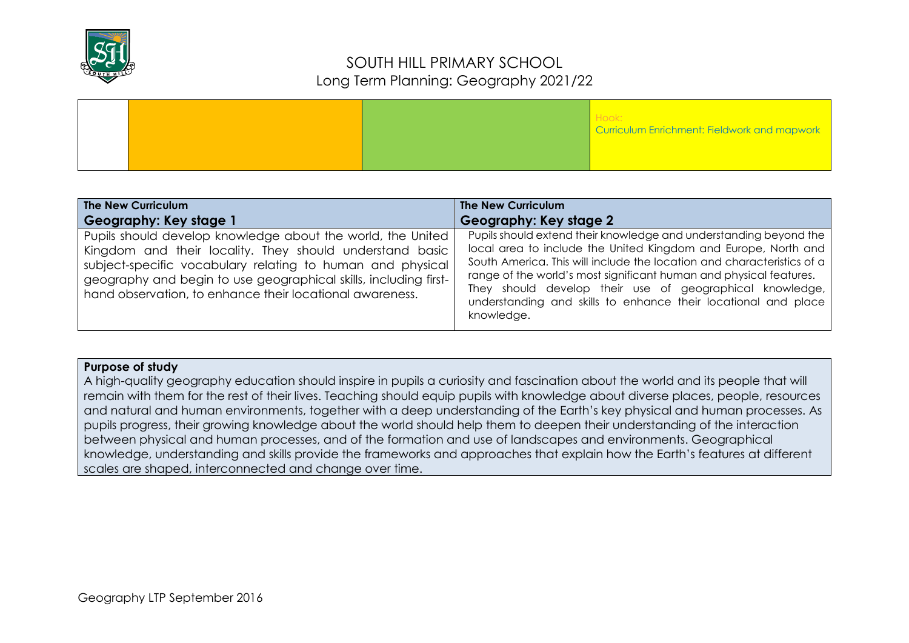# SOUTH HILL PRIMARY SCHOOL

## Long Term Planning: Geography 2021/22

| | | | Hook: Curriculum Enrichment: Fieldwork and mapwork |
|---|---|---|---|

| The New Curriculum **Geography: Key stage 1** | The New Curriculum **Geography: Key stage 2** |
|---|---|
| Pupils should develop knowledge about the world, the United Kingdom and their locality. They should understand basic subject-specific vocabulary relating to human and physical geography and begin to use geographical skills, including first-hand observation, to enhance their locational awareness. | Pupils should extend their knowledge and understanding beyond the local area to include the United Kingdom and Europe, North and South America. This will include the location and characteristics of a range of the world's most significant human and physical features. They should develop their use of geographical knowledge, understanding and skills to enhance their locational and place knowledge. |

**Purpose of study**

A high-quality geography education should inspire in pupils a curiosity and fascination about the world and its people that will remain with them for the rest of their lives. Teaching should equip pupils with knowledge about diverse places, people, resources and natural and human environments, together with a deep understanding of the Earth's key physical and human processes. As pupils progress, their growing knowledge about the world should help them to deepen their understanding of the interaction between physical and human processes, and of the formation and use of landscapes and environments. Geographical knowledge, understanding and skills provide the frameworks and approaches that explain how the Earth's features at different scales are shaped, interconnected and change over time.

Geography LTP September 2016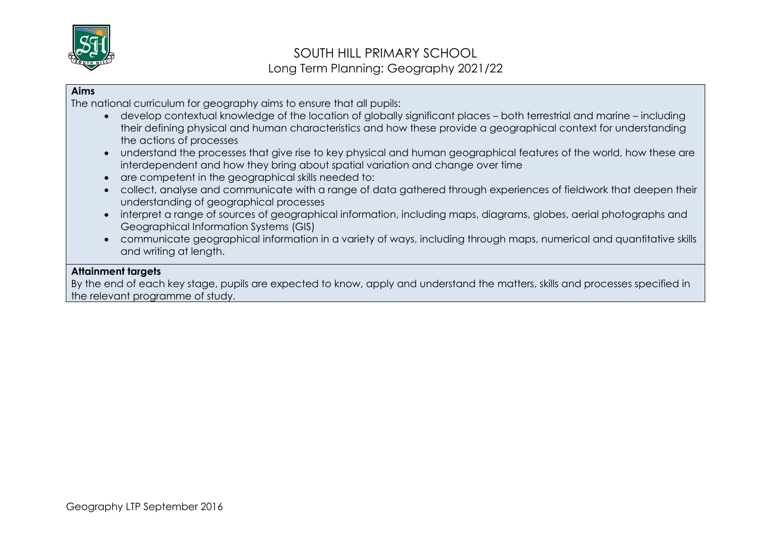# SOUTH HILL PRIMARY SCHOOL
## Long Term Planning: Geography 2021/22

**Aims**

The national curriculum for geography aims to ensure that all pupils:

- develop contextual knowledge of the location of globally significant places – both terrestrial and marine – including their defining physical and human characteristics and how these provide a geographical context for understanding the actions of processes
- understand the processes that give rise to key physical and human geographical features of the world, how these are interdependent and how they bring about spatial variation and change over time
- are competent in the geographical skills needed to:
- collect, analyse and communicate with a range of data gathered through experiences of fieldwork that deepen their understanding of geographical processes
- interpret a range of sources of geographical information, including maps, diagrams, globes, aerial photographs and Geographical Information Systems (GIS)
- communicate geographical information in a variety of ways, including through maps, numerical and quantitative skills and writing at length.

**Attainment targets**

By the end of each key stage, pupils are expected to know, apply and understand the matters, skills and processes specified in the relevant programme of study.